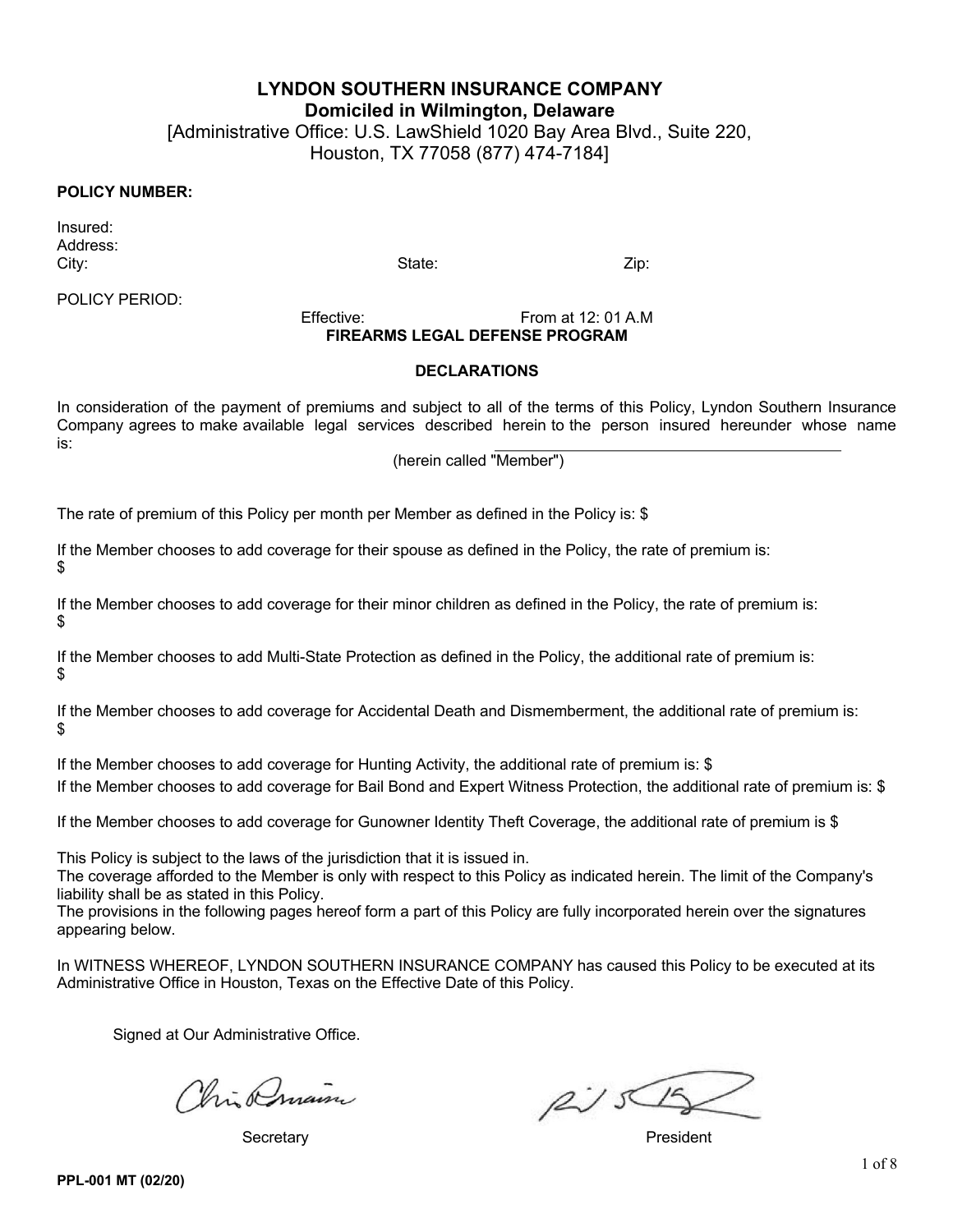# LYNDON SOUTHERN INSURANCE COMPANY

**Domiciled in Wilmington, Delaware**

[Administrative Office: U.S. LawShield 1020 Bay Area Blvd., Suite 220, Houston, TX 77058 (877) 474-7184]

**POLICY NUMBER:**

Insured:
Address:
City: State: Zip:

POLICY PERIOD:

Effective: From at 12: 01 A.M

**FIREARMS LEGAL DEFENSE PROGRAM**

**DECLARATIONS**

In consideration of the payment of premiums and subject to all of the terms of this Policy, Lyndon Southern Insurance Company agrees to make available legal services described herein to the person insured hereunder whose name is: ________________________________________

(herein called "Member")

The rate of premium of this Policy per month per Member as defined in the Policy is: $

If the Member chooses to add coverage for their spouse as defined in the Policy, the rate of premium is: $

If the Member chooses to add coverage for their minor children as defined in the Policy, the rate of premium is: $

If the Member chooses to add Multi-State Protection as defined in the Policy, the additional rate of premium is: $

If the Member chooses to add coverage for Accidental Death and Dismemberment, the additional rate of premium is: $

If the Member chooses to add coverage for Hunting Activity, the additional rate of premium is: $

If the Member chooses to add coverage for Bail Bond and Expert Witness Protection, the additional rate of premium is: $

If the Member chooses to add coverage for Gunowner Identity Theft Coverage, the additional rate of premium is $

This Policy is subject to the laws of the jurisdiction that it is issued in.
The coverage afforded to the Member is only with respect to this Policy as indicated herein. The limit of the Company's liability shall be as stated in this Policy.
The provisions in the following pages hereof form a part of this Policy are fully incorporated herein over the signatures appearing below.

In WITNESS WHEREOF, LYNDON SOUTHERN INSURANCE COMPANY has caused this Policy to be executed at its Administrative Office in Houston, Texas on the Effective Date of this Policy.

Signed at Our Administrative Office.

Secretary President

PPL-001 MT (02/20)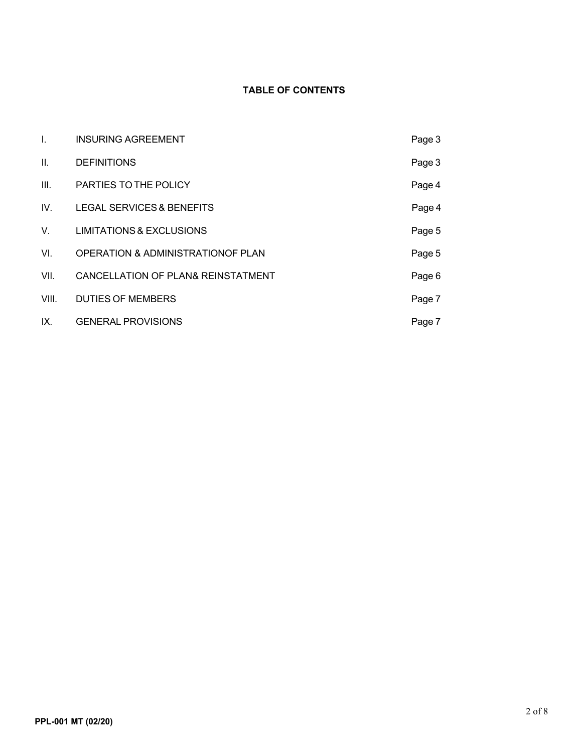**TABLE OF CONTENTS**

| | | |
|---|---|---|
| I. | INSURING AGREEMENT | Page 3 |
| II. | DEFINITIONS | Page 3 |
| III. | PARTIES TO THE POLICY | Page 4 |
| IV. | LEGAL SERVICES & BENEFITS | Page 4 |
| V. | LIMITATIONS & EXCLUSIONS | Page 5 |
| VI. | OPERATION & ADMINISTRATIONOF PLAN | Page 5 |
| VII. | CANCELLATION OF PLAN& REINSTATMENT | Page 6 |
| VIII. | DUTIES OF MEMBERS | Page 7 |
| IX. | GENERAL PROVISIONS | Page 7 |

PPL-001 MT (02/20)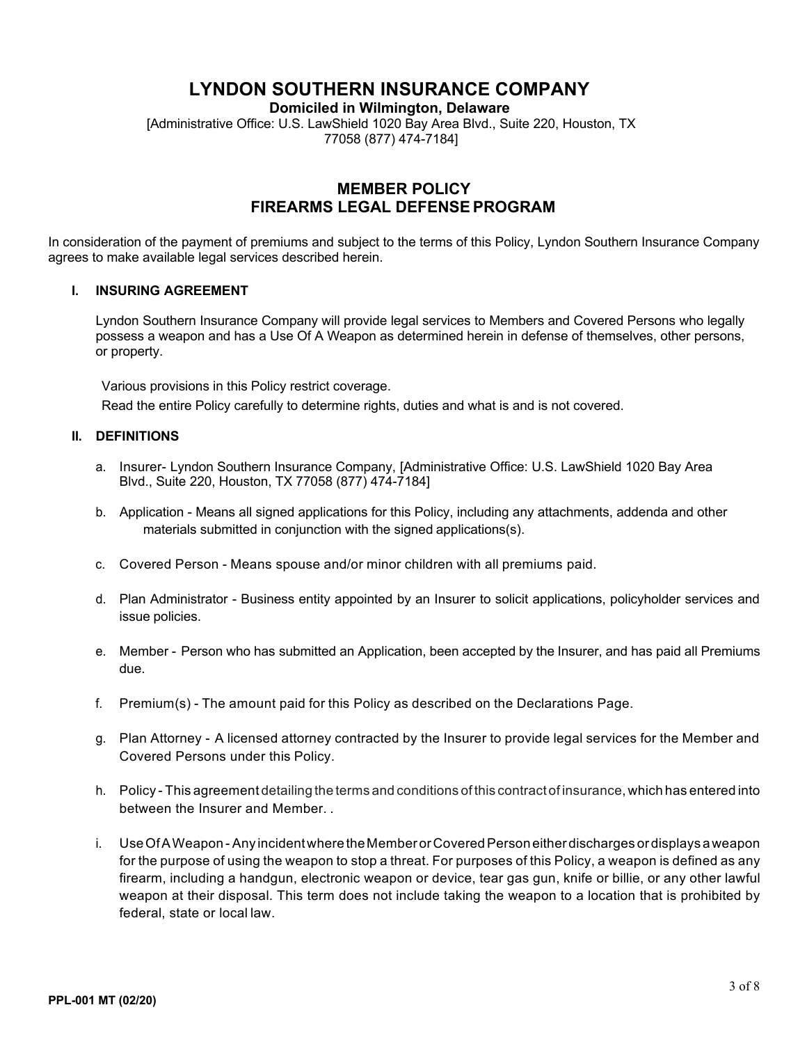# LYNDON SOUTHERN INSURANCE COMPANY

**Domiciled in Wilmington, Delaware**

[Administrative Office: U.S. LawShield 1020 Bay Area Blvd., Suite 220, Houston, TX 77058 (877) 474-7184]

## MEMBER POLICY
## FIREARMS LEGAL DEFENSE PROGRAM

In consideration of the payment of premiums and subject to the terms of this Policy, Lyndon Southern Insurance Company agrees to make available legal services described herein.

### I. INSURING AGREEMENT

Lyndon Southern Insurance Company will provide legal services to Members and Covered Persons who legally possess a weapon and has a Use Of A Weapon as determined herein in defense of themselves, other persons, or property.

Various provisions in this Policy restrict coverage.

Read the entire Policy carefully to determine rights, duties and what is and is not covered.

### II. DEFINITIONS

a. Insurer- Lyndon Southern Insurance Company, [Administrative Office: U.S. LawShield 1020 Bay Area Blvd., Suite 220, Houston, TX 77058 (877) 474-7184]

b. Application - Means all signed applications for this Policy, including any attachments, addenda and other materials submitted in conjunction with the signed applications(s).

c. Covered Person - Means spouse and/or minor children with all premiums paid.

d. Plan Administrator - Business entity appointed by an Insurer to solicit applications, policyholder services and issue policies.

e. Member - Person who has submitted an Application, been accepted by the Insurer, and has paid all Premiums due.

f. Premium(s) - The amount paid for this Policy as described on the Declarations Page.

g. Plan Attorney - A licensed attorney contracted by the Insurer to provide legal services for the Member and Covered Persons under this Policy.

h. Policy - This agreement detailing the terms and conditions of this contract of insurance, which has entered into between the Insurer and Member. .

i. Use Of A Weapon - Any incident where the Member or Covered Person either discharges or displays a weapon for the purpose of using the weapon to stop a threat. For purposes of this Policy, a weapon is defined as any firearm, including a handgun, electronic weapon or device, tear gas gun, knife or billie, or any other lawful weapon at their disposal. This term does not include taking the weapon to a location that is prohibited by federal, state or local law.

PPL-001 MT (02/20)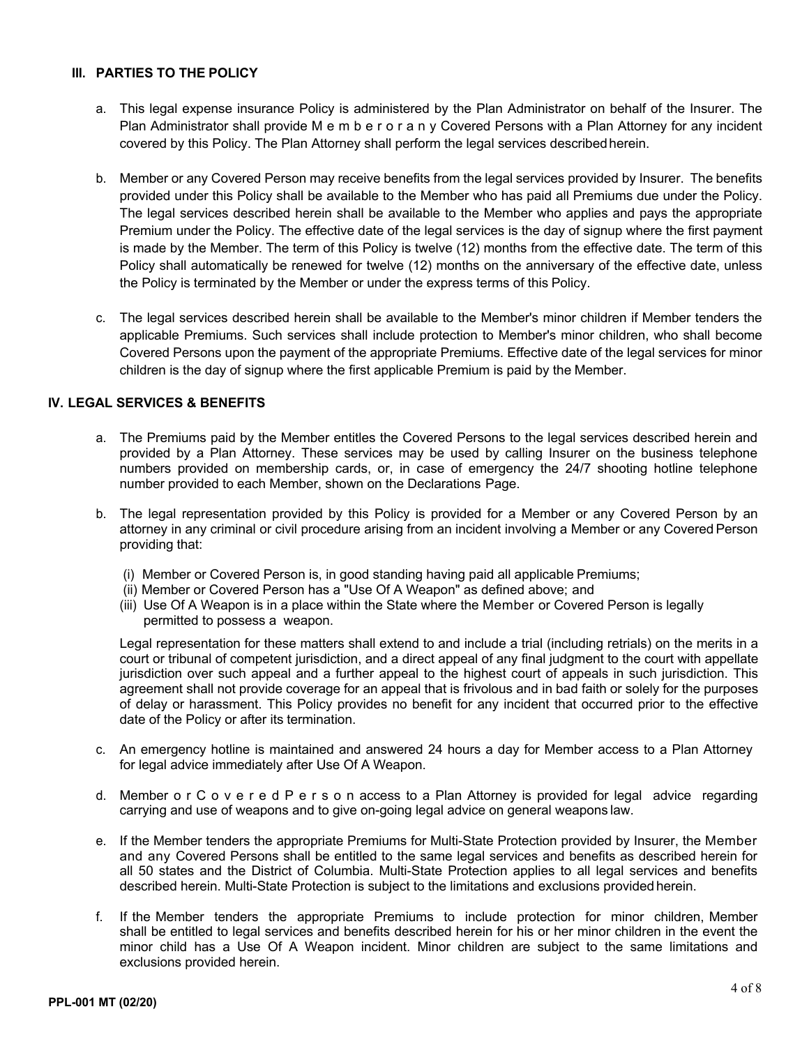### III. PARTIES TO THE POLICY

a. This legal expense insurance Policy is administered by the Plan Administrator on behalf of the Insurer. The Plan Administrator shall provide Member or any Covered Persons with a Plan Attorney for any incident covered by this Policy. The Plan Attorney shall perform the legal services described herein.

b. Member or any Covered Person may receive benefits from the legal services provided by Insurer. The benefits provided under this Policy shall be available to the Member who has paid all Premiums due under the Policy. The legal services described herein shall be available to the Member who applies and pays the appropriate Premium under the Policy. The effective date of the legal services is the day of signup where the first payment is made by the Member. The term of this Policy is twelve (12) months from the effective date. The term of this Policy shall automatically be renewed for twelve (12) months on the anniversary of the effective date, unless the Policy is terminated by the Member or under the express terms of this Policy.

c. The legal services described herein shall be available to the Member's minor children if Member tenders the applicable Premiums. Such services shall include protection to Member's minor children, who shall become Covered Persons upon the payment of the appropriate Premiums. Effective date of the legal services for minor children is the day of signup where the first applicable Premium is paid by the Member.

### IV. LEGAL SERVICES & BENEFITS

a. The Premiums paid by the Member entitles the Covered Persons to the legal services described herein and provided by a Plan Attorney. These services may be used by calling Insurer on the business telephone numbers provided on membership cards, or, in case of emergency the 24/7 shooting hotline telephone number provided to each Member, shown on the Declarations Page.

b. The legal representation provided by this Policy is provided for a Member or any Covered Person by an attorney in any criminal or civil procedure arising from an incident involving a Member or any Covered Person providing that:

   (i) Member or Covered Person is, in good standing having paid all applicable Premiums;
   (ii) Member or Covered Person has a "Use Of A Weapon" as defined above; and
   (iii) Use Of A Weapon is in a place within the State where the Member or Covered Person is legally permitted to possess a weapon.

   Legal representation for these matters shall extend to and include a trial (including retrials) on the merits in a court or tribunal of competent jurisdiction, and a direct appeal of any final judgment to the court with appellate jurisdiction over such appeal and a further appeal to the highest court of appeals in such jurisdiction. This agreement shall not provide coverage for an appeal that is frivolous and in bad faith or solely for the purposes of delay or harassment. This Policy provides no benefit for any incident that occurred prior to the effective date of the Policy or after its termination.

c. An emergency hotline is maintained and answered 24 hours a day for Member access to a Plan Attorney for legal advice immediately after Use Of A Weapon.

d. Member or Covered Person access to a Plan Attorney is provided for legal advice regarding carrying and use of weapons and to give on-going legal advice on general weapons law.

e. If the Member tenders the appropriate Premiums for Multi-State Protection provided by Insurer, the Member and any Covered Persons shall be entitled to the same legal services and benefits as described herein for all 50 states and the District of Columbia. Multi-State Protection applies to all legal services and benefits described herein. Multi-State Protection is subject to the limitations and exclusions provided herein.

f. If the Member tenders the appropriate Premiums to include protection for minor children, Member shall be entitled to legal services and benefits described herein for his or her minor children in the event the minor child has a Use Of A Weapon incident. Minor children are subject to the same limitations and exclusions provided herein.

PPL-001 MT (02/20)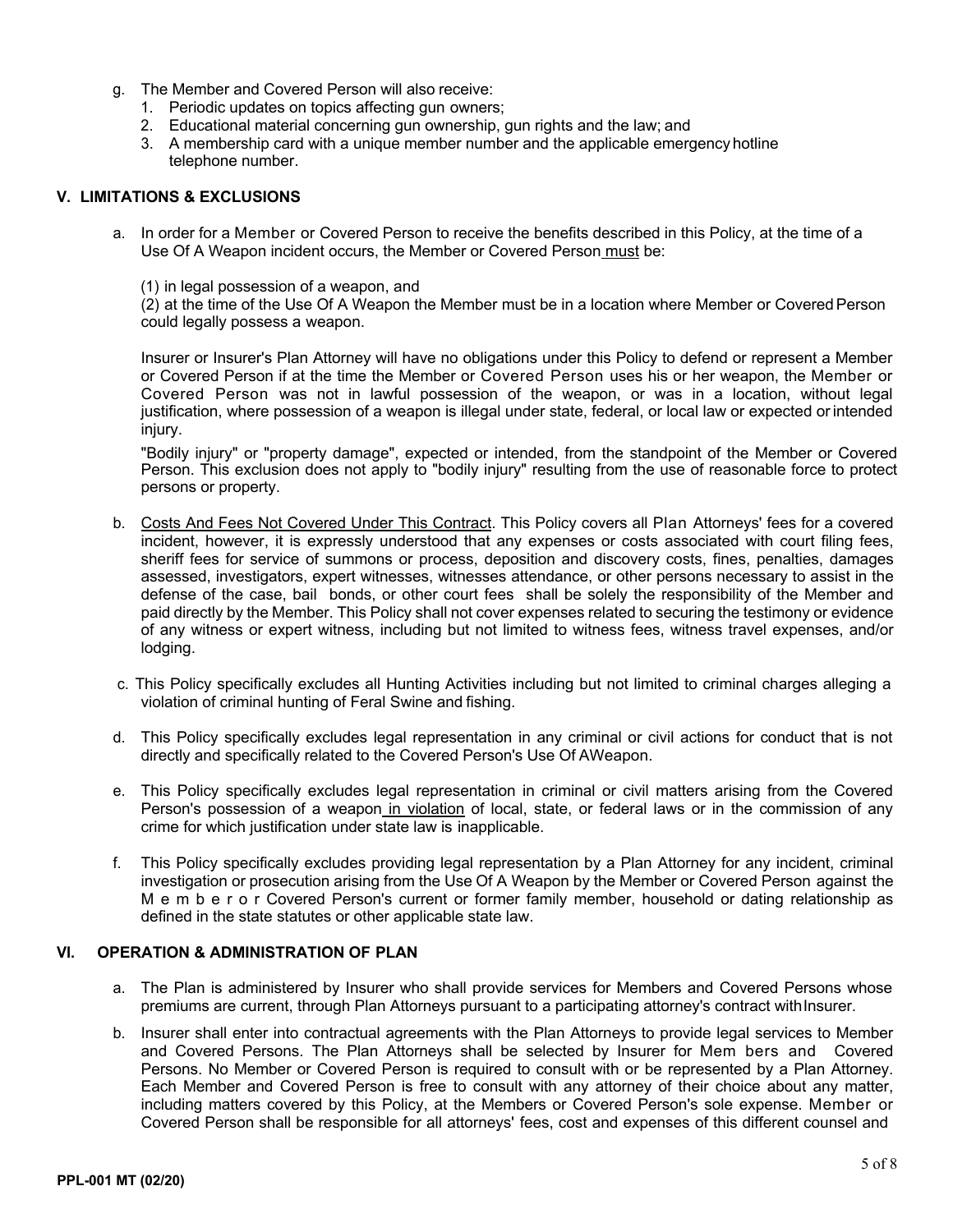g. The Member and Covered Person will also receive:
   1. Periodic updates on topics affecting gun owners;
   2. Educational material concerning gun ownership, gun rights and the law; and
   3. A membership card with a unique member number and the applicable emergency hotline telephone number.

## V. LIMITATIONS & EXCLUSIONS

a. In order for a Member or Covered Person to receive the benefits described in this Policy, at the time of a Use Of A Weapon incident occurs, the Member or Covered Person must be:

   (1) in legal possession of a weapon, and
   (2) at the time of the Use Of A Weapon the Member must be in a location where Member or Covered Person could legally possess a weapon.

   Insurer or Insurer's Plan Attorney will have no obligations under this Policy to defend or represent a Member or Covered Person if at the time the Member or Covered Person uses his or her weapon, the Member or Covered Person was not in lawful possession of the weapon, or was in a location, without legal justification, where possession of a weapon is illegal under state, federal, or local law or expected or intended injury.

   "Bodily injury" or "property damage", expected or intended, from the standpoint of the Member or Covered Person. This exclusion does not apply to "bodily injury" resulting from the use of reasonable force to protect persons or property.

b. Costs And Fees Not Covered Under This Contract. This Policy covers all Plan Attorneys' fees for a covered incident, however, it is expressly understood that any expenses or costs associated with court filing fees, sheriff fees for service of summons or process, deposition and discovery costs, fines, penalties, damages assessed, investigators, expert witnesses, witnesses attendance, or other persons necessary to assist in the defense of the case, bail bonds, or other court fees shall be solely the responsibility of the Member and paid directly by the Member. This Policy shall not cover expenses related to securing the testimony or evidence of any witness or expert witness, including but not limited to witness fees, witness travel expenses, and/or lodging.

c. This Policy specifically excludes all Hunting Activities including but not limited to criminal charges alleging a violation of criminal hunting of Feral Swine and fishing.

d. This Policy specifically excludes legal representation in any criminal or civil actions for conduct that is not directly and specifically related to the Covered Person's Use Of AWeapon.

e. This Policy specifically excludes legal representation in criminal or civil matters arising from the Covered Person's possession of a weapon in violation of local, state, or federal laws or in the commission of any crime for which justification under state law is inapplicable.

f. This Policy specifically excludes providing legal representation by a Plan Attorney for any incident, criminal investigation or prosecution arising from the Use Of A Weapon by the Member or Covered Person against the Member or Covered Person's current or former family member, household or dating relationship as defined in the state statutes or other applicable state law.

## VI. OPERATION & ADMINISTRATION OF PLAN

a. The Plan is administered by Insurer who shall provide services for Members and Covered Persons whose premiums are current, through Plan Attorneys pursuant to a participating attorney's contract with Insurer.

b. Insurer shall enter into contractual agreements with the Plan Attorneys to provide legal services to Member and Covered Persons. The Plan Attorneys shall be selected by Insurer for Members and Covered Persons. No Member or Covered Person is required to consult with or be represented by a Plan Attorney. Each Member and Covered Person is free to consult with any attorney of their choice about any matter, including matters covered by this Policy, at the Members or Covered Person's sole expense. Member or Covered Person shall be responsible for all attorneys' fees, cost and expenses of this different counsel and

PPL-001 MT (02/20)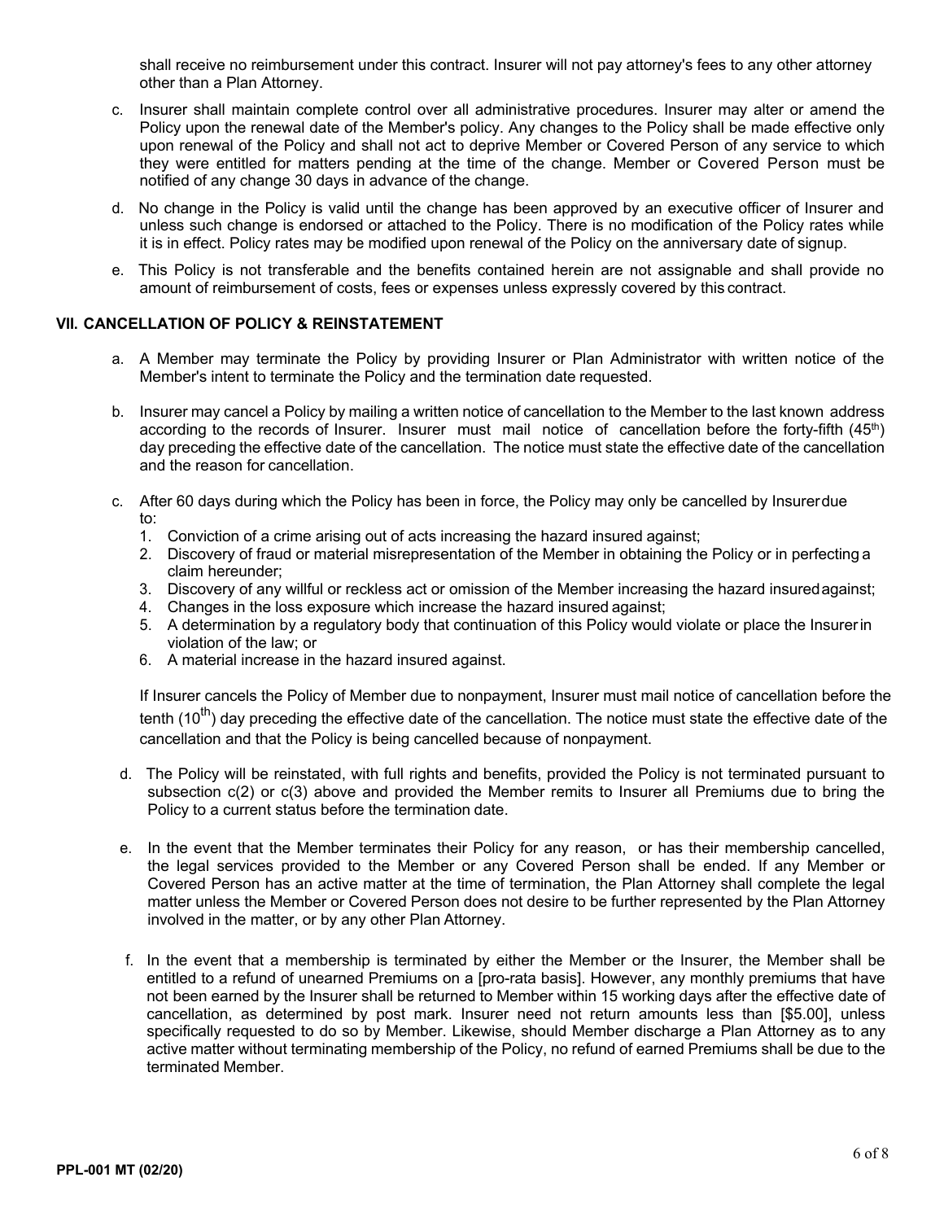shall receive no reimbursement under this contract. Insurer will not pay attorney's fees to any other attorney other than a Plan Attorney.

c. Insurer shall maintain complete control over all administrative procedures. Insurer may alter or amend the Policy upon the renewal date of the Member's policy. Any changes to the Policy shall be made effective only upon renewal of the Policy and shall not act to deprive Member or Covered Person of any service to which they were entitled for matters pending at the time of the change. Member or Covered Person must be notified of any change 30 days in advance of the change.

d. No change in the Policy is valid until the change has been approved by an executive officer of Insurer and unless such change is endorsed or attached to the Policy. There is no modification of the Policy rates while it is in effect. Policy rates may be modified upon renewal of the Policy on the anniversary date of signup.

e. This Policy is not transferable and the benefits contained herein are not assignable and shall provide no amount of reimbursement of costs, fees or expenses unless expressly covered by this contract.

### VII. CANCELLATION OF POLICY & REINSTATEMENT

a. A Member may terminate the Policy by providing Insurer or Plan Administrator with written notice of the Member's intent to terminate the Policy and the termination date requested.

b. Insurer may cancel a Policy by mailing a written notice of cancellation to the Member to the last known address according to the records of Insurer. Insurer must mail notice of cancellation before the forty-fifth (45th) day preceding the effective date of the cancellation. The notice must state the effective date of the cancellation and the reason for cancellation.

c. After 60 days during which the Policy has been in force, the Policy may only be cancelled by Insurer due to:
   1. Conviction of a crime arising out of acts increasing the hazard insured against;
   2. Discovery of fraud or material misrepresentation of the Member in obtaining the Policy or in perfecting a claim hereunder;
   3. Discovery of any willful or reckless act or omission of the Member increasing the hazard insured against;
   4. Changes in the loss exposure which increase the hazard insured against;
   5. A determination by a regulatory body that continuation of this Policy would violate or place the Insurer in violation of the law; or
   6. A material increase in the hazard insured against.

   If Insurer cancels the Policy of Member due to nonpayment, Insurer must mail notice of cancellation before the tenth (10th) day preceding the effective date of the cancellation. The notice must state the effective date of the cancellation and that the Policy is being cancelled because of nonpayment.

d. The Policy will be reinstated, with full rights and benefits, provided the Policy is not terminated pursuant to subsection c(2) or c(3) above and provided the Member remits to Insurer all Premiums due to bring the Policy to a current status before the termination date.

e. In the event that the Member terminates their Policy for any reason, or has their membership cancelled, the legal services provided to the Member or any Covered Person shall be ended. If any Member or Covered Person has an active matter at the time of termination, the Plan Attorney shall complete the legal matter unless the Member or Covered Person does not desire to be further represented by the Plan Attorney involved in the matter, or by any other Plan Attorney.

f. In the event that a membership is terminated by either the Member or the Insurer, the Member shall be entitled to a refund of unearned Premiums on a [pro-rata basis]. However, any monthly premiums that have not been earned by the Insurer shall be returned to Member within 15 working days after the effective date of cancellation, as determined by post mark. Insurer need not return amounts less than [$5.00], unless specifically requested to do so by Member. Likewise, should Member discharge a Plan Attorney as to any active matter without terminating membership of the Policy, no refund of earned Premiums shall be due to the terminated Member.

PPL-001 MT (02/20)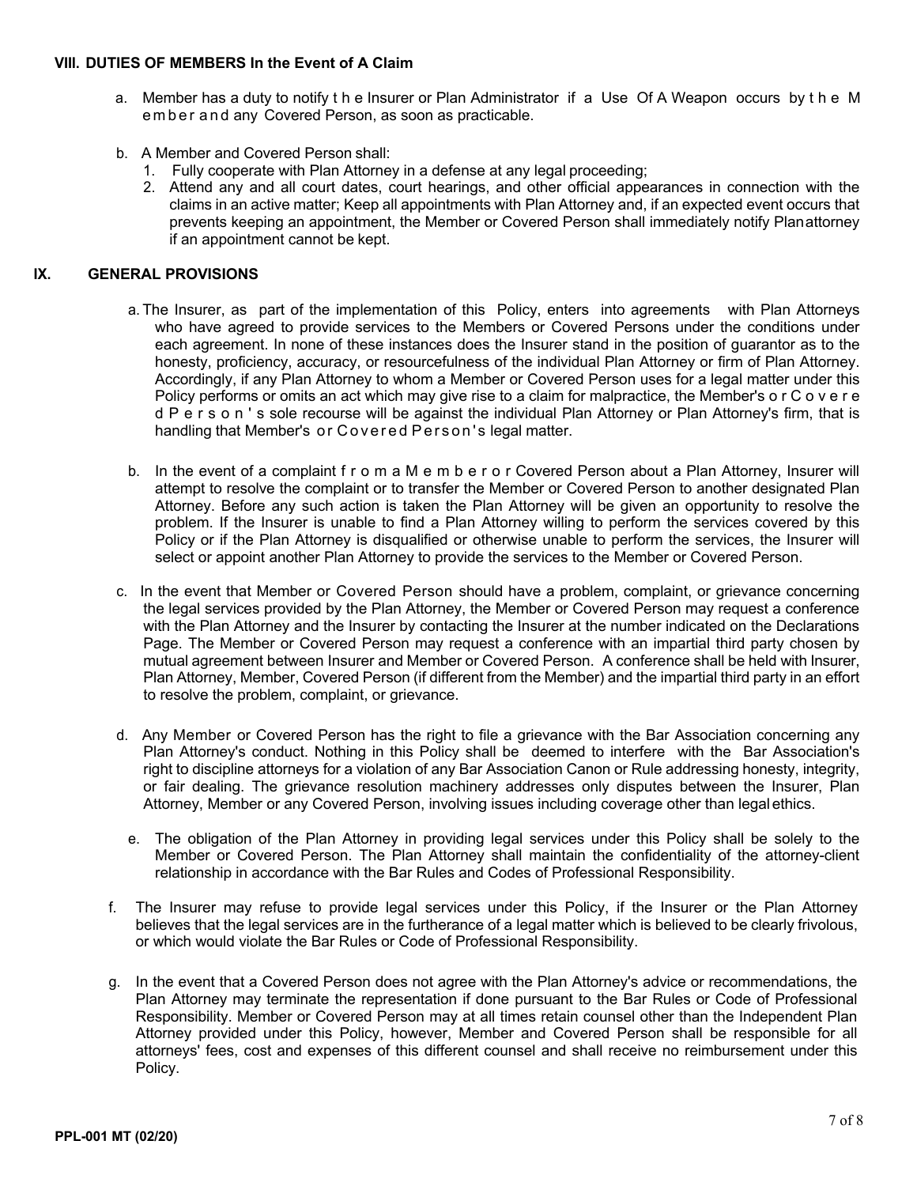### VIII. DUTIES OF MEMBERS In the Event of A Claim

a. Member has a duty to notify the Insurer or Plan Administrator if a Use Of A Weapon occurs by the Member and any Covered Person, as soon as practicable.

b. A Member and Covered Person shall:
   1. Fully cooperate with Plan Attorney in a defense at any legal proceeding;
   2. Attend any and all court dates, court hearings, and other official appearances in connection with the claims in an active matter; Keep all appointments with Plan Attorney and, if an expected event occurs that prevents keeping an appointment, the Member or Covered Person shall immediately notify Planattorney if an appointment cannot be kept.

### IX. GENERAL PROVISIONS

a. The Insurer, as part of the implementation of this Policy, enters into agreements with Plan Attorneys who have agreed to provide services to the Members or Covered Persons under the conditions under each agreement. In none of these instances does the Insurer stand in the position of guarantor as to the honesty, proficiency, accuracy, or resourcefulness of the individual Plan Attorney or firm of Plan Attorney. Accordingly, if any Plan Attorney to whom a Member or Covered Person uses for a legal matter under this Policy performs or omits an act which may give rise to a claim for malpractice, the Member's or Covered Person's sole recourse will be against the individual Plan Attorney or Plan Attorney's firm, that is handling that Member's or Covered Person's legal matter.

b. In the event of a complaint from a Member or Covered Person about a Plan Attorney, Insurer will attempt to resolve the complaint or to transfer the Member or Covered Person to another designated Plan Attorney. Before any such action is taken the Plan Attorney will be given an opportunity to resolve the problem. If the Insurer is unable to find a Plan Attorney willing to perform the services covered by this Policy or if the Plan Attorney is disqualified or otherwise unable to perform the services, the Insurer will select or appoint another Plan Attorney to provide the services to the Member or Covered Person.

c. In the event that Member or Covered Person should have a problem, complaint, or grievance concerning the legal services provided by the Plan Attorney, the Member or Covered Person may request a conference with the Plan Attorney and the Insurer by contacting the Insurer at the number indicated on the Declarations Page. The Member or Covered Person may request a conference with an impartial third party chosen by mutual agreement between Insurer and Member or Covered Person. A conference shall be held with Insurer, Plan Attorney, Member, Covered Person (if different from the Member) and the impartial third party in an effort to resolve the problem, complaint, or grievance.

d. Any Member or Covered Person has the right to file a grievance with the Bar Association concerning any Plan Attorney's conduct. Nothing in this Policy shall be deemed to interfere with the Bar Association's right to discipline attorneys for a violation of any Bar Association Canon or Rule addressing honesty, integrity, or fair dealing. The grievance resolution machinery addresses only disputes between the Insurer, Plan Attorney, Member or any Covered Person, involving issues including coverage other than legal ethics.

e. The obligation of the Plan Attorney in providing legal services under this Policy shall be solely to the Member or Covered Person. The Plan Attorney shall maintain the confidentiality of the attorney-client relationship in accordance with the Bar Rules and Codes of Professional Responsibility.

f. The Insurer may refuse to provide legal services under this Policy, if the Insurer or the Plan Attorney believes that the legal services are in the furtherance of a legal matter which is believed to be clearly frivolous, or which would violate the Bar Rules or Code of Professional Responsibility.

g. In the event that a Covered Person does not agree with the Plan Attorney's advice or recommendations, the Plan Attorney may terminate the representation if done pursuant to the Bar Rules or Code of Professional Responsibility. Member or Covered Person may at all times retain counsel other than the Independent Plan Attorney provided under this Policy, however, Member and Covered Person shall be responsible for all attorneys' fees, cost and expenses of this different counsel and shall receive no reimbursement under this Policy.

PPL-001 MT (02/20)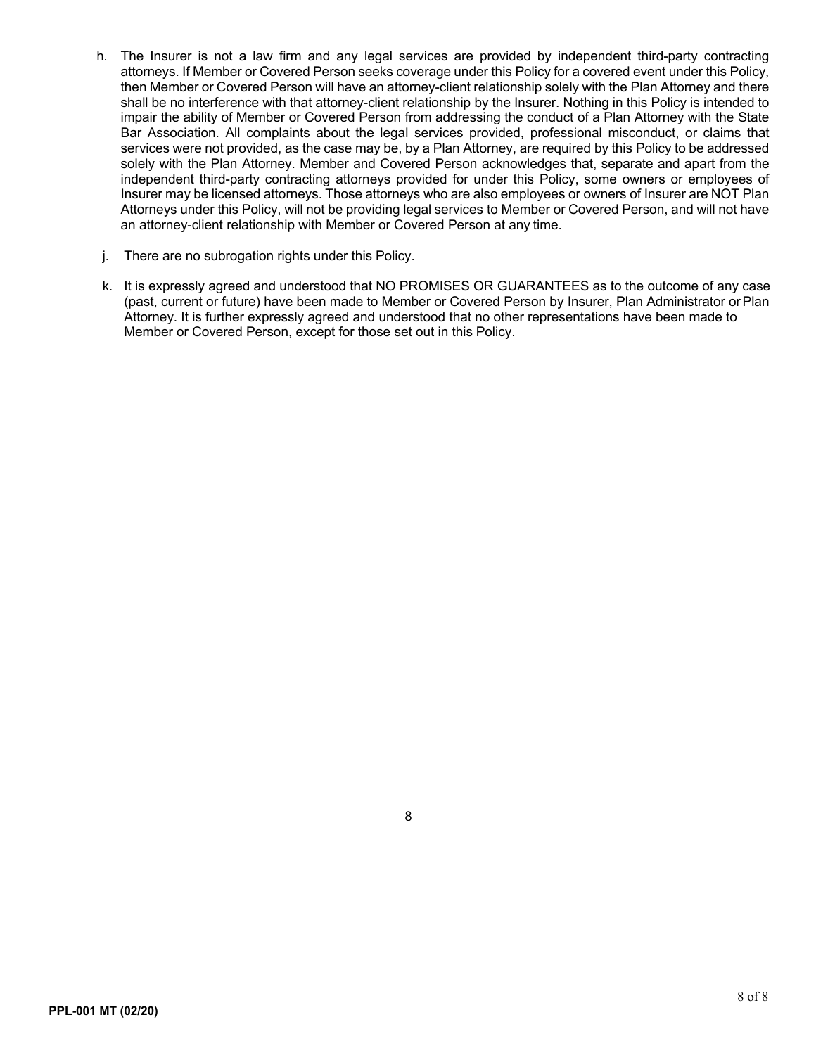h. The Insurer is not a law firm and any legal services are provided by independent third-party contracting attorneys. If Member or Covered Person seeks coverage under this Policy for a covered event under this Policy, then Member or Covered Person will have an attorney-client relationship solely with the Plan Attorney and there shall be no interference with that attorney-client relationship by the Insurer. Nothing in this Policy is intended to impair the ability of Member or Covered Person from addressing the conduct of a Plan Attorney with the State Bar Association. All complaints about the legal services provided, professional misconduct, or claims that services were not provided, as the case may be, by a Plan Attorney, are required by this Policy to be addressed solely with the Plan Attorney. Member and Covered Person acknowledges that, separate and apart from the independent third-party contracting attorneys provided for under this Policy, some owners or employees of Insurer may be licensed attorneys. Those attorneys who are also employees or owners of Insurer are NOT Plan Attorneys under this Policy, will not be providing legal services to Member or Covered Person, and will not have an attorney-client relationship with Member or Covered Person at any time.

j. There are no subrogation rights under this Policy.

k. It is expressly agreed and understood that NO PROMISES OR GUARANTEES as to the outcome of any case (past, current or future) have been made to Member or Covered Person by Insurer, Plan Administrator or Plan Attorney. It is further expressly agreed and understood that no other representations have been made to Member or Covered Person, except for those set out in this Policy.

PPL-001 MT (02/20)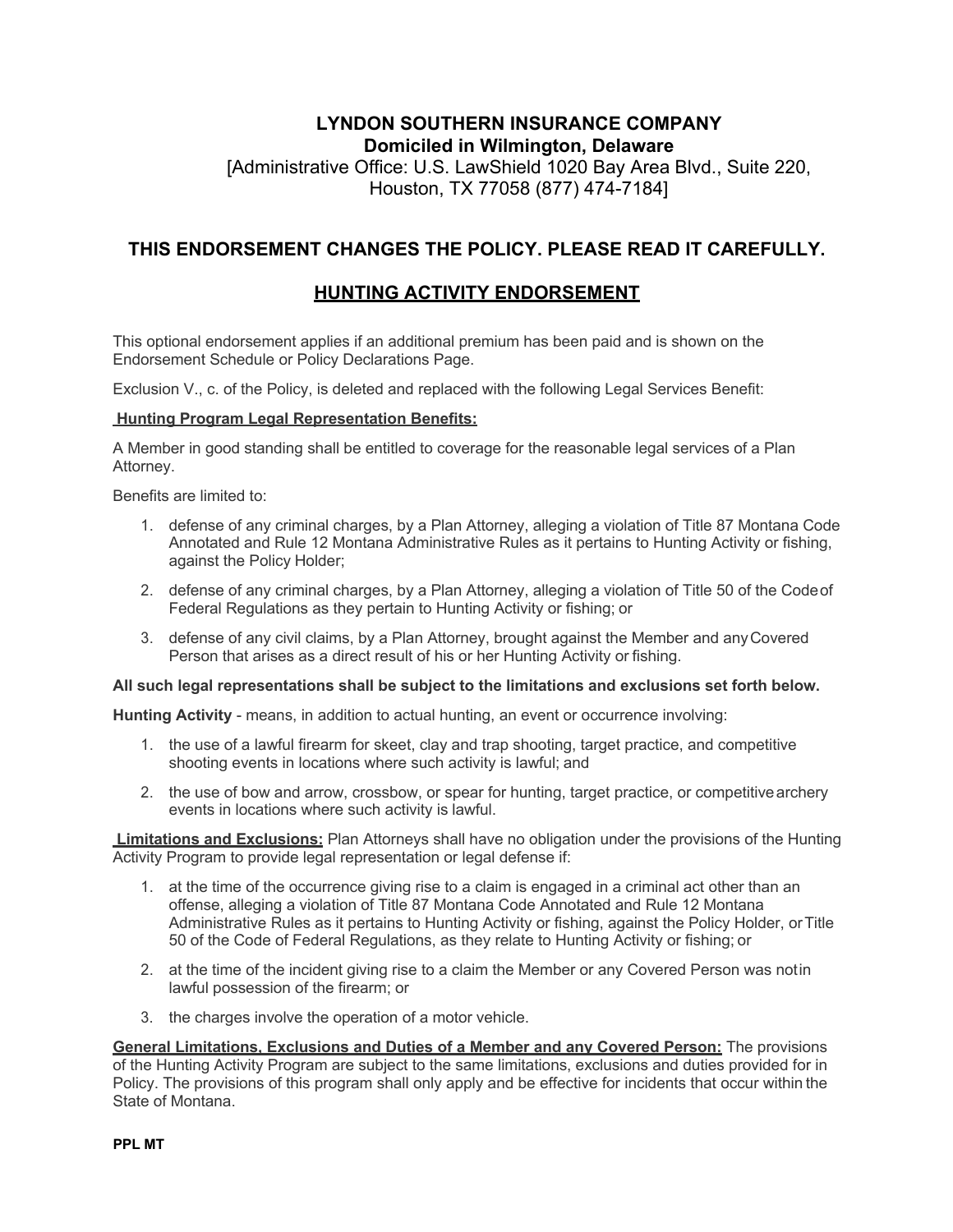**LYNDON SOUTHERN INSURANCE COMPANY**
**Domiciled in Wilmington, Delaware**
[Administrative Office: U.S. LawShield 1020 Bay Area Blvd., Suite 220, Houston, TX 77058 (877) 474-7184]

## THIS ENDORSEMENT CHANGES THE POLICY. PLEASE READ IT CAREFULLY.

## HUNTING ACTIVITY ENDORSEMENT

This optional endorsement applies if an additional premium has been paid and is shown on the Endorsement Schedule or Policy Declarations Page.

Exclusion V., c. of the Policy, is deleted and replaced with the following Legal Services Benefit:

**Hunting Program Legal Representation Benefits:**

A Member in good standing shall be entitled to coverage for the reasonable legal services of a Plan Attorney.

Benefits are limited to:

1. defense of any criminal charges, by a Plan Attorney, alleging a violation of Title 87 Montana Code Annotated and Rule 12 Montana Administrative Rules as it pertains to Hunting Activity or fishing, against the Policy Holder;
2. defense of any criminal charges, by a Plan Attorney, alleging a violation of Title 50 of the Code of Federal Regulations as they pertain to Hunting Activity or fishing; or
3. defense of any civil claims, by a Plan Attorney, brought against the Member and any Covered Person that arises as a direct result of his or her Hunting Activity or fishing.

**All such legal representations shall be subject to the limitations and exclusions set forth below.**

**Hunting Activity** - means, in addition to actual hunting, an event or occurrence involving:

1. the use of a lawful firearm for skeet, clay and trap shooting, target practice, and competitive shooting events in locations where such activity is lawful; and
2. the use of bow and arrow, crossbow, or spear for hunting, target practice, or competitive archery events in locations where such activity is lawful.

**Limitations and Exclusions:** Plan Attorneys shall have no obligation under the provisions of the Hunting Activity Program to provide legal representation or legal defense if:

1. at the time of the occurrence giving rise to a claim is engaged in a criminal act other than an offense, alleging a violation of Title 87 Montana Code Annotated and Rule 12 Montana Administrative Rules as it pertains to Hunting Activity or fishing, against the Policy Holder, or Title 50 of the Code of Federal Regulations, as they relate to Hunting Activity or fishing; or
2. at the time of the incident giving rise to a claim the Member or any Covered Person was not in lawful possession of the firearm; or
3. the charges involve the operation of a motor vehicle.

**General Limitations, Exclusions and Duties of a Member and any Covered Person:** The provisions of the Hunting Activity Program are subject to the same limitations, exclusions and duties provided for in Policy. The provisions of this program shall only apply and be effective for incidents that occur within the State of Montana.

**PPL MT**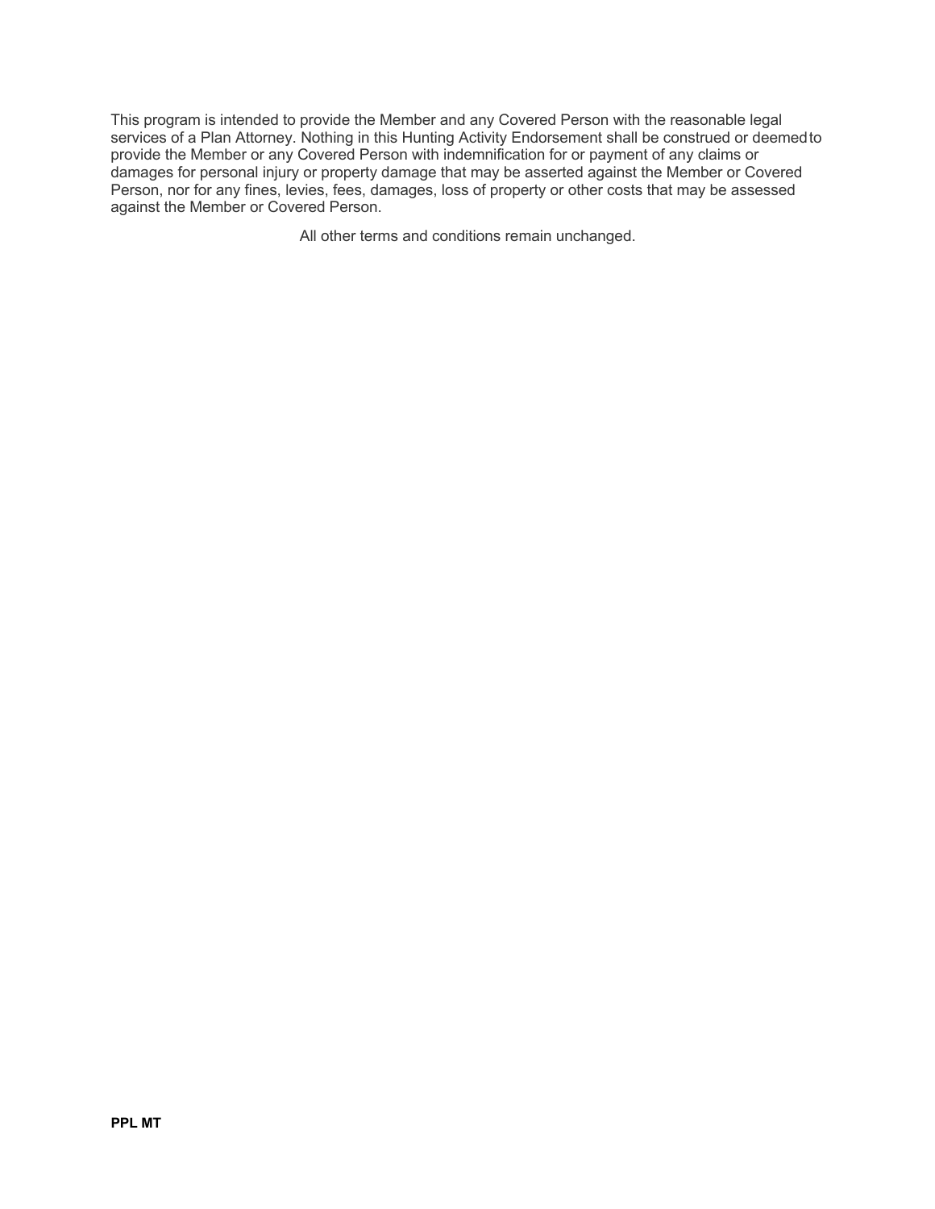This program is intended to provide the Member and any Covered Person with the reasonable legal services of a Plan Attorney. Nothing in this Hunting Activity Endorsement shall be construed or deemed to provide the Member or any Covered Person with indemnification for or payment of any claims or damages for personal injury or property damage that may be asserted against the Member or Covered Person, nor for any fines, levies, fees, damages, loss of property or other costs that may be assessed against the Member or Covered Person.

All other terms and conditions remain unchanged.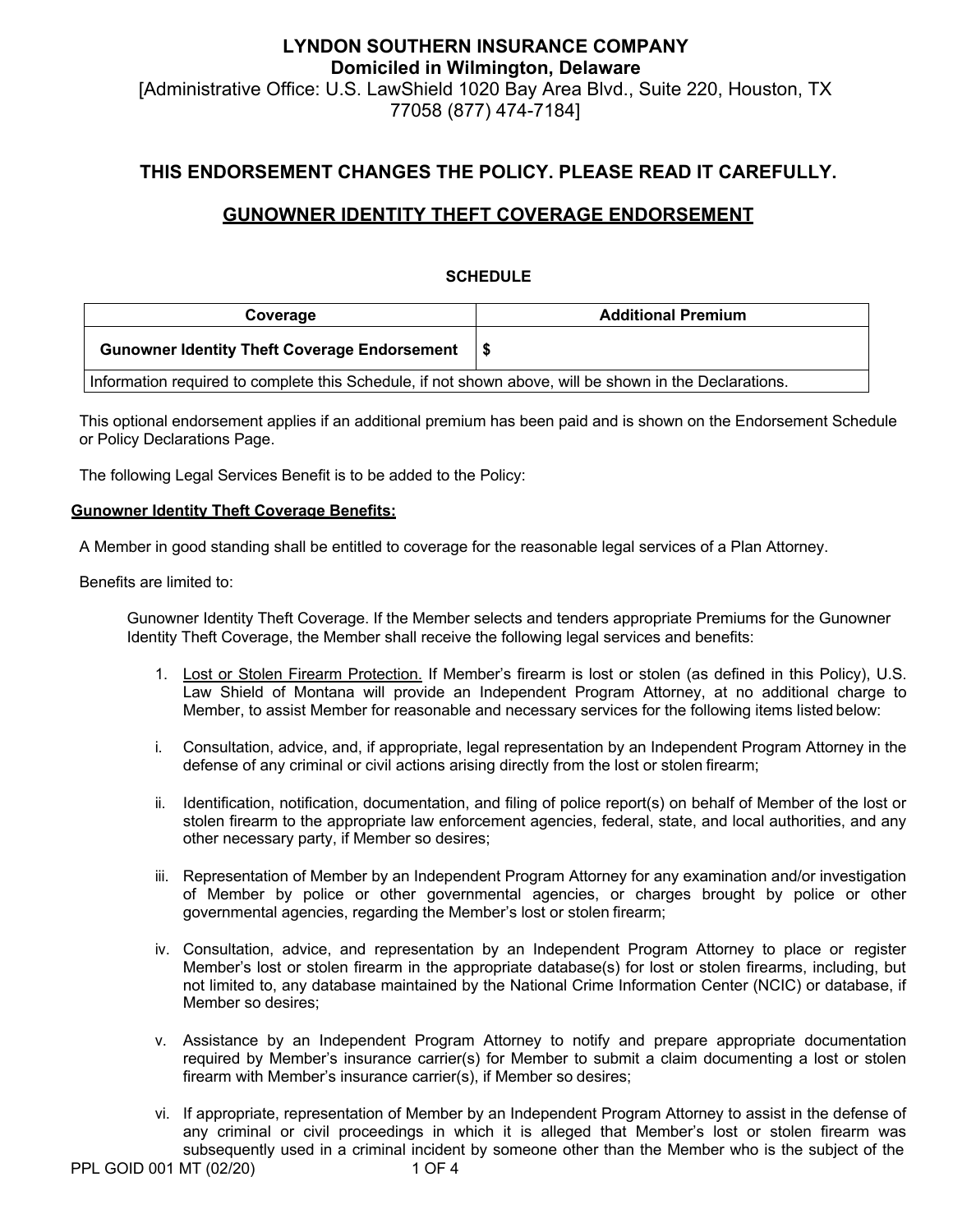**LYNDON SOUTHERN INSURANCE COMPANY**
**Domiciled in Wilmington, Delaware**
[Administrative Office: U.S. LawShield 1020 Bay Area Blvd., Suite 220, Houston, TX 77058 (877) 474-7184]

## THIS ENDORSEMENT CHANGES THE POLICY. PLEASE READ IT CAREFULLY.

## GUNOWNER IDENTITY THEFT COVERAGE ENDORSEMENT

**SCHEDULE**

| Coverage | Additional Premium |
| --- | --- |
| **Gunowner Identity Theft Coverage Endorsement** | **$** |
| Information required to complete this Schedule, if not shown above, will be shown in the Declarations. | |

This optional endorsement applies if an additional premium has been paid and is shown on the Endorsement Schedule or Policy Declarations Page.

The following Legal Services Benefit is to be added to the Policy:

**Gunowner Identity Theft Coverage Benefits:**

A Member in good standing shall be entitled to coverage for the reasonable legal services of a Plan Attorney.

Benefits are limited to:

Gunowner Identity Theft Coverage. If the Member selects and tenders appropriate Premiums for the Gunowner Identity Theft Coverage, the Member shall receive the following legal services and benefits:

1. Lost or Stolen Firearm Protection. If Member's firearm is lost or stolen (as defined in this Policy), U.S. Law Shield of Montana will provide an Independent Program Attorney, at no additional charge to Member, to assist Member for reasonable and necessary services for the following items listed below:

i. Consultation, advice, and, if appropriate, legal representation by an Independent Program Attorney in the defense of any criminal or civil actions arising directly from the lost or stolen firearm;

ii. Identification, notification, documentation, and filing of police report(s) on behalf of Member of the lost or stolen firearm to the appropriate law enforcement agencies, federal, state, and local authorities, and any other necessary party, if Member so desires;

iii. Representation of Member by an Independent Program Attorney for any examination and/or investigation of Member by police or other governmental agencies, or charges brought by police or other governmental agencies, regarding the Member's lost or stolen firearm;

iv. Consultation, advice, and representation by an Independent Program Attorney to place or register Member's lost or stolen firearm in the appropriate database(s) for lost or stolen firearms, including, but not limited to, any database maintained by the National Crime Information Center (NCIC) or database, if Member so desires;

v. Assistance by an Independent Program Attorney to notify and prepare appropriate documentation required by Member's insurance carrier(s) for Member to submit a claim documenting a lost or stolen firearm with Member's insurance carrier(s), if Member so desires;

vi. If appropriate, representation of Member by an Independent Program Attorney to assist in the defense of any criminal or civil proceedings in which it is alleged that Member's lost or stolen firearm was subsequently used in a criminal incident by someone other than the Member who is the subject of the

PPL GOID 001 MT (02/20)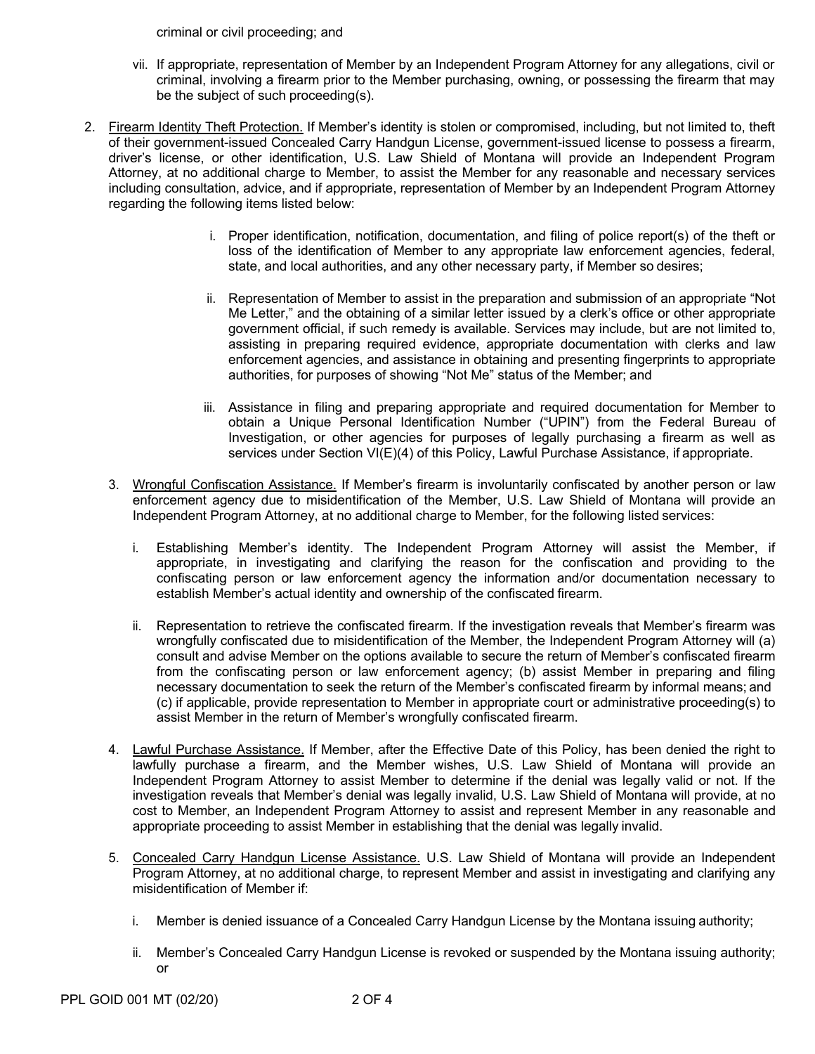criminal or civil proceeding; and

vii. If appropriate, representation of Member by an Independent Program Attorney for any allegations, civil or criminal, involving a firearm prior to the Member purchasing, owning, or possessing the firearm that may be the subject of such proceeding(s).

2. Firearm Identity Theft Protection. If Member's identity is stolen or compromised, including, but not limited to, theft of their government-issued Concealed Carry Handgun License, government-issued license to possess a firearm, driver's license, or other identification, U.S. Law Shield of Montana will provide an Independent Program Attorney, at no additional charge to Member, to assist the Member for any reasonable and necessary services including consultation, advice, and if appropriate, representation of Member by an Independent Program Attorney regarding the following items listed below:

   i. Proper identification, notification, documentation, and filing of police report(s) of the theft or loss of the identification of Member to any appropriate law enforcement agencies, federal, state, and local authorities, and any other necessary party, if Member so desires;

   ii. Representation of Member to assist in the preparation and submission of an appropriate "Not Me Letter," and the obtaining of a similar letter issued by a clerk's office or other appropriate government official, if such remedy is available. Services may include, but are not limited to, assisting in preparing required evidence, appropriate documentation with clerks and law enforcement agencies, and assistance in obtaining and presenting fingerprints to appropriate authorities, for purposes of showing "Not Me" status of the Member; and

   iii. Assistance in filing and preparing appropriate and required documentation for Member to obtain a Unique Personal Identification Number ("UPIN") from the Federal Bureau of Investigation, or other agencies for purposes of legally purchasing a firearm as well as services under Section VI(E)(4) of this Policy, Lawful Purchase Assistance, if appropriate.

3. Wrongful Confiscation Assistance. If Member's firearm is involuntarily confiscated by another person or law enforcement agency due to misidentification of the Member, U.S. Law Shield of Montana will provide an Independent Program Attorney, at no additional charge to Member, for the following listed services:

   i. Establishing Member's identity. The Independent Program Attorney will assist the Member, if appropriate, in investigating and clarifying the reason for the confiscation and providing to the confiscating person or law enforcement agency the information and/or documentation necessary to establish Member's actual identity and ownership of the confiscated firearm.

   ii. Representation to retrieve the confiscated firearm. If the investigation reveals that Member's firearm was wrongfully confiscated due to misidentification of the Member, the Independent Program Attorney will (a) consult and advise Member on the options available to secure the return of Member's confiscated firearm from the confiscating person or law enforcement agency; (b) assist Member in preparing and filing necessary documentation to seek the return of the Member's confiscated firearm by informal means; and (c) if applicable, provide representation to Member in appropriate court or administrative proceeding(s) to assist Member in the return of Member's wrongfully confiscated firearm.

4. Lawful Purchase Assistance. If Member, after the Effective Date of this Policy, has been denied the right to lawfully purchase a firearm, and the Member wishes, U.S. Law Shield of Montana will provide an Independent Program Attorney to assist Member to determine if the denial was legally valid or not. If the investigation reveals that Member's denial was legally invalid, U.S. Law Shield of Montana will provide, at no cost to Member, an Independent Program Attorney to assist and represent Member in any reasonable and appropriate proceeding to assist Member in establishing that the denial was legally invalid.

5. Concealed Carry Handgun License Assistance. U.S. Law Shield of Montana will provide an Independent Program Attorney, at no additional charge, to represent Member and assist in investigating and clarifying any misidentification of Member if:

   i. Member is denied issuance of a Concealed Carry Handgun License by the Montana issuing authority;

   ii. Member's Concealed Carry Handgun License is revoked or suspended by the Montana issuing authority; or

PPL GOID 001 MT (02/20)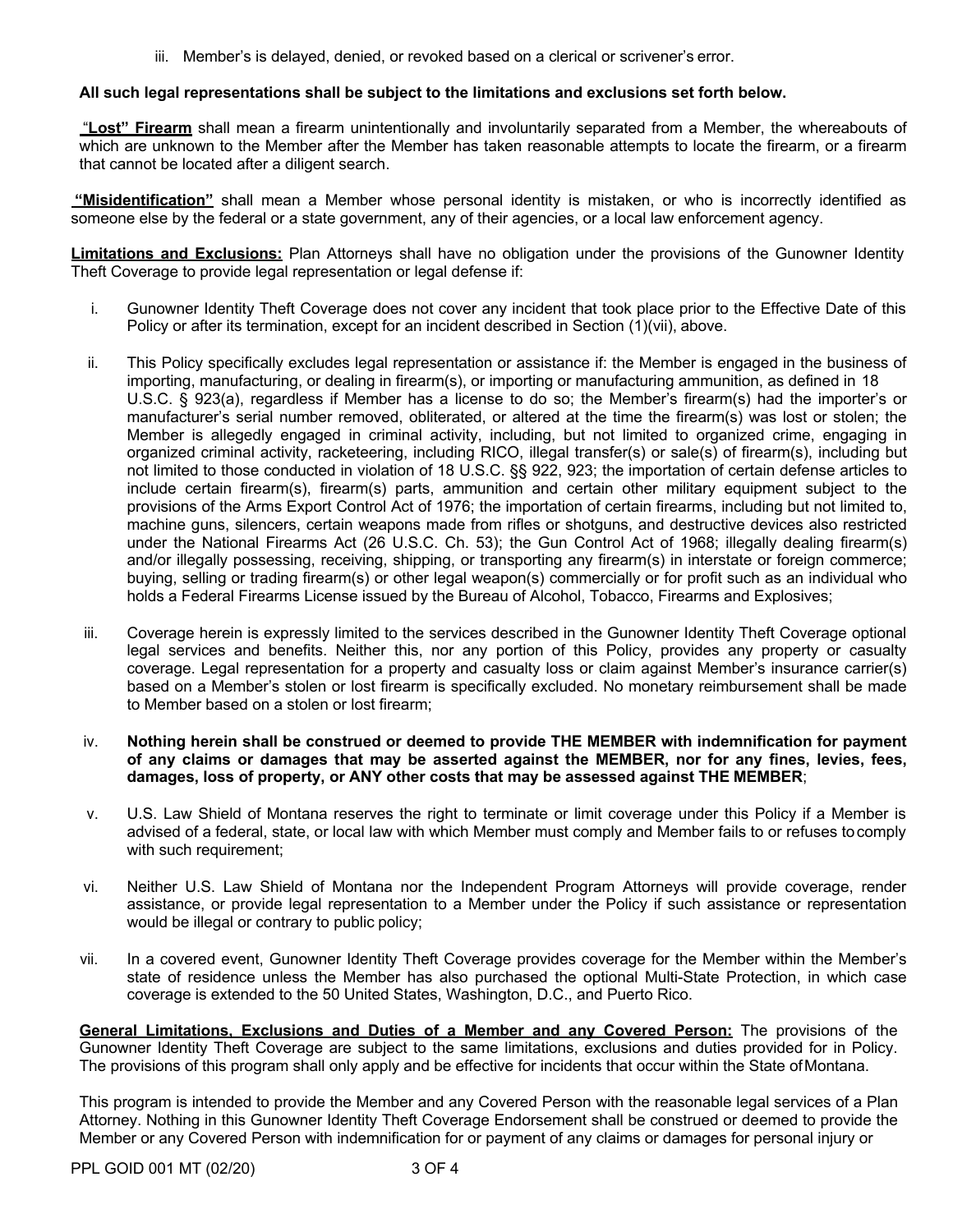iii. Member's is delayed, denied, or revoked based on a clerical or scrivener's error.

**All such legal representations shall be subject to the limitations and exclusions set forth below.**

"**Lost" Firearm** shall mean a firearm unintentionally and involuntarily separated from a Member, the whereabouts of which are unknown to the Member after the Member has taken reasonable attempts to locate the firearm, or a firearm that cannot be located after a diligent search.

**"Misidentification"** shall mean a Member whose personal identity is mistaken, or who is incorrectly identified as someone else by the federal or a state government, any of their agencies, or a local law enforcement agency.

**Limitations and Exclusions:** Plan Attorneys shall have no obligation under the provisions of the Gunowner Identity Theft Coverage to provide legal representation or legal defense if:

i. Gunowner Identity Theft Coverage does not cover any incident that took place prior to the Effective Date of this Policy or after its termination, except for an incident described in Section (1)(vii), above.

ii. This Policy specifically excludes legal representation or assistance if: the Member is engaged in the business of importing, manufacturing, or dealing in firearm(s), or importing or manufacturing ammunition, as defined in 18 U.S.C. § 923(a), regardless if Member has a license to do so; the Member's firearm(s) had the importer's or manufacturer's serial number removed, obliterated, or altered at the time the firearm(s) was lost or stolen; the Member is allegedly engaged in criminal activity, including, but not limited to organized crime, engaging in organized criminal activity, racketeering, including RICO, illegal transfer(s) or sale(s) of firearm(s), including but not limited to those conducted in violation of 18 U.S.C. §§ 922, 923; the importation of certain defense articles to include certain firearm(s), firearm(s) parts, ammunition and certain other military equipment subject to the provisions of the Arms Export Control Act of 1976; the importation of certain firearms, including but not limited to, machine guns, silencers, certain weapons made from rifles or shotguns, and destructive devices also restricted under the National Firearms Act (26 U.S.C. Ch. 53); the Gun Control Act of 1968; illegally dealing firearm(s) and/or illegally possessing, receiving, shipping, or transporting any firearm(s) in interstate or foreign commerce; buying, selling or trading firearm(s) or other legal weapon(s) commercially or for profit such as an individual who holds a Federal Firearms License issued by the Bureau of Alcohol, Tobacco, Firearms and Explosives;

iii. Coverage herein is expressly limited to the services described in the Gunowner Identity Theft Coverage optional legal services and benefits. Neither this, nor any portion of this Policy, provides any property or casualty coverage. Legal representation for a property and casualty loss or claim against Member's insurance carrier(s) based on a Member's stolen or lost firearm is specifically excluded. No monetary reimbursement shall be made to Member based on a stolen or lost firearm;

iv. **Nothing herein shall be construed or deemed to provide THE MEMBER with indemnification for payment of any claims or damages that may be asserted against the MEMBER, nor for any fines, levies, fees, damages, loss of property, or ANY other costs that may be assessed against THE MEMBER**;

v. U.S. Law Shield of Montana reserves the right to terminate or limit coverage under this Policy if a Member is advised of a federal, state, or local law with which Member must comply and Member fails to or refuses to comply with such requirement;

vi. Neither U.S. Law Shield of Montana nor the Independent Program Attorneys will provide coverage, render assistance, or provide legal representation to a Member under the Policy if such assistance or representation would be illegal or contrary to public policy;

vii. In a covered event, Gunowner Identity Theft Coverage provides coverage for the Member within the Member's state of residence unless the Member has also purchased the optional Multi-State Protection, in which case coverage is extended to the 50 United States, Washington, D.C., and Puerto Rico.

**General Limitations, Exclusions and Duties of a Member and any Covered Person:** The provisions of the Gunowner Identity Theft Coverage are subject to the same limitations, exclusions and duties provided for in Policy. The provisions of this program shall only apply and be effective for incidents that occur within the State of Montana.

This program is intended to provide the Member and any Covered Person with the reasonable legal services of a Plan Attorney. Nothing in this Gunowner Identity Theft Coverage Endorsement shall be construed or deemed to provide the Member or any Covered Person with indemnification for or payment of any claims or damages for personal injury or

PPL GOID 001 MT (02/20)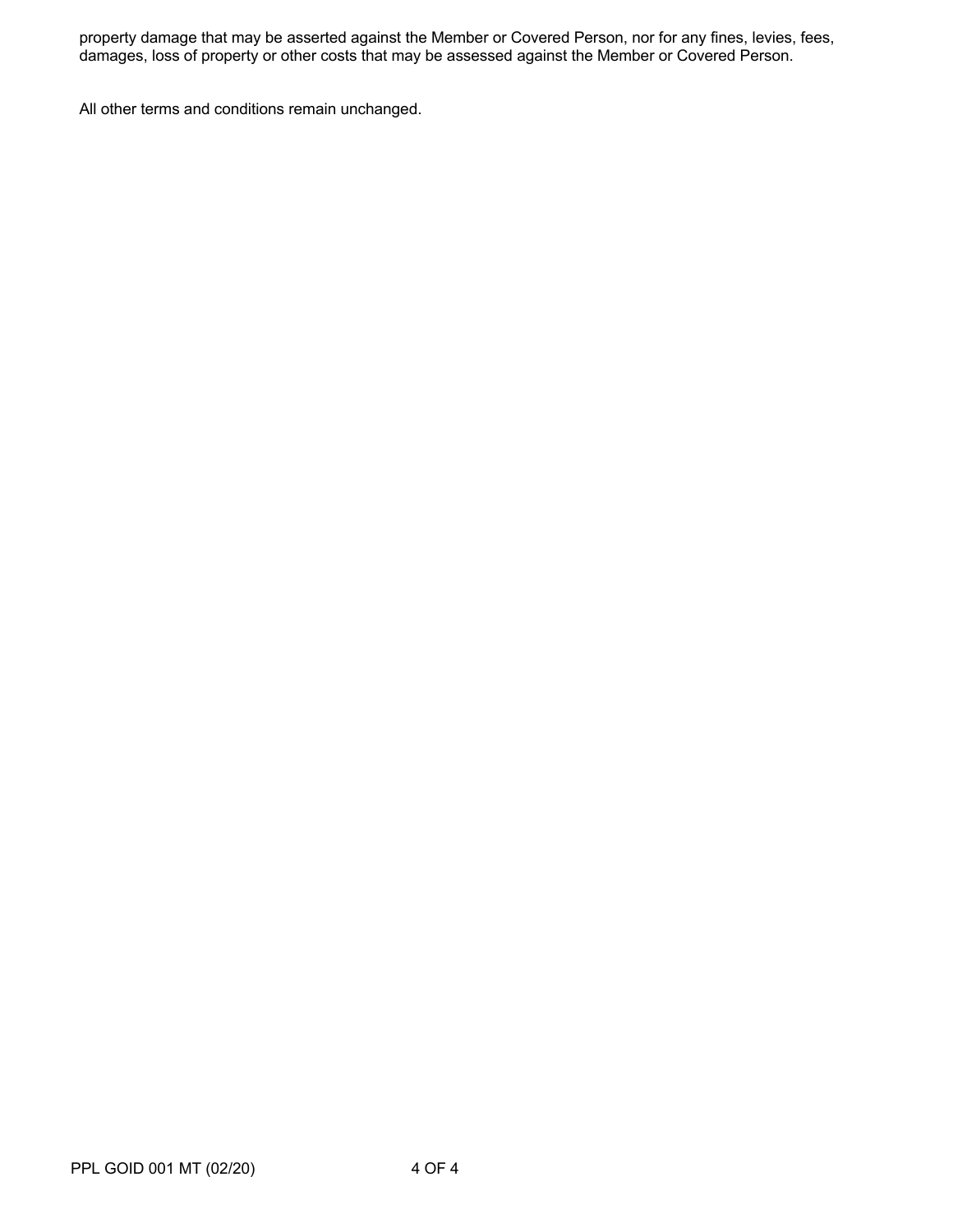property damage that may be asserted against the Member or Covered Person, nor for any fines, levies, fees, damages, loss of property or other costs that may be assessed against the Member or Covered Person.

All other terms and conditions remain unchanged.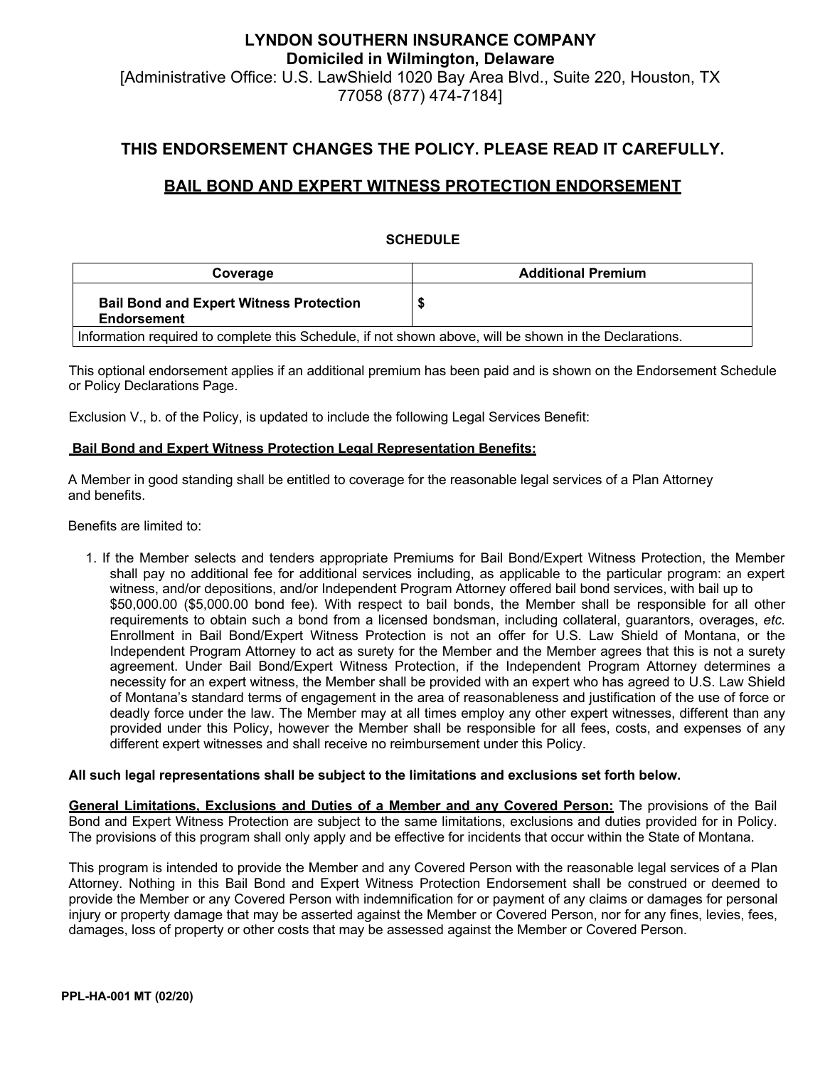**LYNDON SOUTHERN INSURANCE COMPANY**
**Domiciled in Wilmington, Delaware**
[Administrative Office: U.S. LawShield 1020 Bay Area Blvd., Suite 220, Houston, TX 77058 (877) 474-7184]

## THIS ENDORSEMENT CHANGES THE POLICY. PLEASE READ IT CAREFULLY.

## BAIL BOND AND EXPERT WITNESS PROTECTION ENDORSEMENT

**SCHEDULE**

| Coverage | Additional Premium |
|---|---|
| **Bail Bond and Expert Witness Protection Endorsement** | **$** |
| Information required to complete this Schedule, if not shown above, will be shown in the Declarations. | |

This optional endorsement applies if an additional premium has been paid and is shown on the Endorsement Schedule or Policy Declarations Page.

Exclusion V., b. of the Policy, is updated to include the following Legal Services Benefit:

**Bail Bond and Expert Witness Protection Legal Representation Benefits:**

A Member in good standing shall be entitled to coverage for the reasonable legal services of a Plan Attorney and benefits.

Benefits are limited to:

1. If the Member selects and tenders appropriate Premiums for Bail Bond/Expert Witness Protection, the Member shall pay no additional fee for additional services including, as applicable to the particular program: an expert witness, and/or depositions, and/or Independent Program Attorney offered bail bond services, with bail up to $50,000.00 ($5,000.00 bond fee). With respect to bail bonds, the Member shall be responsible for all other requirements to obtain such a bond from a licensed bondsman, including collateral, guarantors, overages, *etc*. Enrollment in Bail Bond/Expert Witness Protection is not an offer for U.S. Law Shield of Montana, or the Independent Program Attorney to act as surety for the Member and the Member agrees that this is not a surety agreement. Under Bail Bond/Expert Witness Protection, if the Independent Program Attorney determines a necessity for an expert witness, the Member shall be provided with an expert who has agreed to U.S. Law Shield of Montana's standard terms of engagement in the area of reasonableness and justification of the use of force or deadly force under the law. The Member may at all times employ any other expert witnesses, different than any provided under this Policy, however the Member shall be responsible for all fees, costs, and expenses of any different expert witnesses and shall receive no reimbursement under this Policy.

**All such legal representations shall be subject to the limitations and exclusions set forth below.**

**General Limitations, Exclusions and Duties of a Member and any Covered Person:** The provisions of the Bail Bond and Expert Witness Protection are subject to the same limitations, exclusions and duties provided for in Policy. The provisions of this program shall only apply and be effective for incidents that occur within the State of Montana.

This program is intended to provide the Member and any Covered Person with the reasonable legal services of a Plan Attorney. Nothing in this Bail Bond and Expert Witness Protection Endorsement shall be construed or deemed to provide the Member or any Covered Person with indemnification for or payment of any claims or damages for personal injury or property damage that may be asserted against the Member or Covered Person, nor for any fines, levies, fees, damages, loss of property or other costs that may be assessed against the Member or Covered Person.

**PPL-HA-001 MT (02/20)**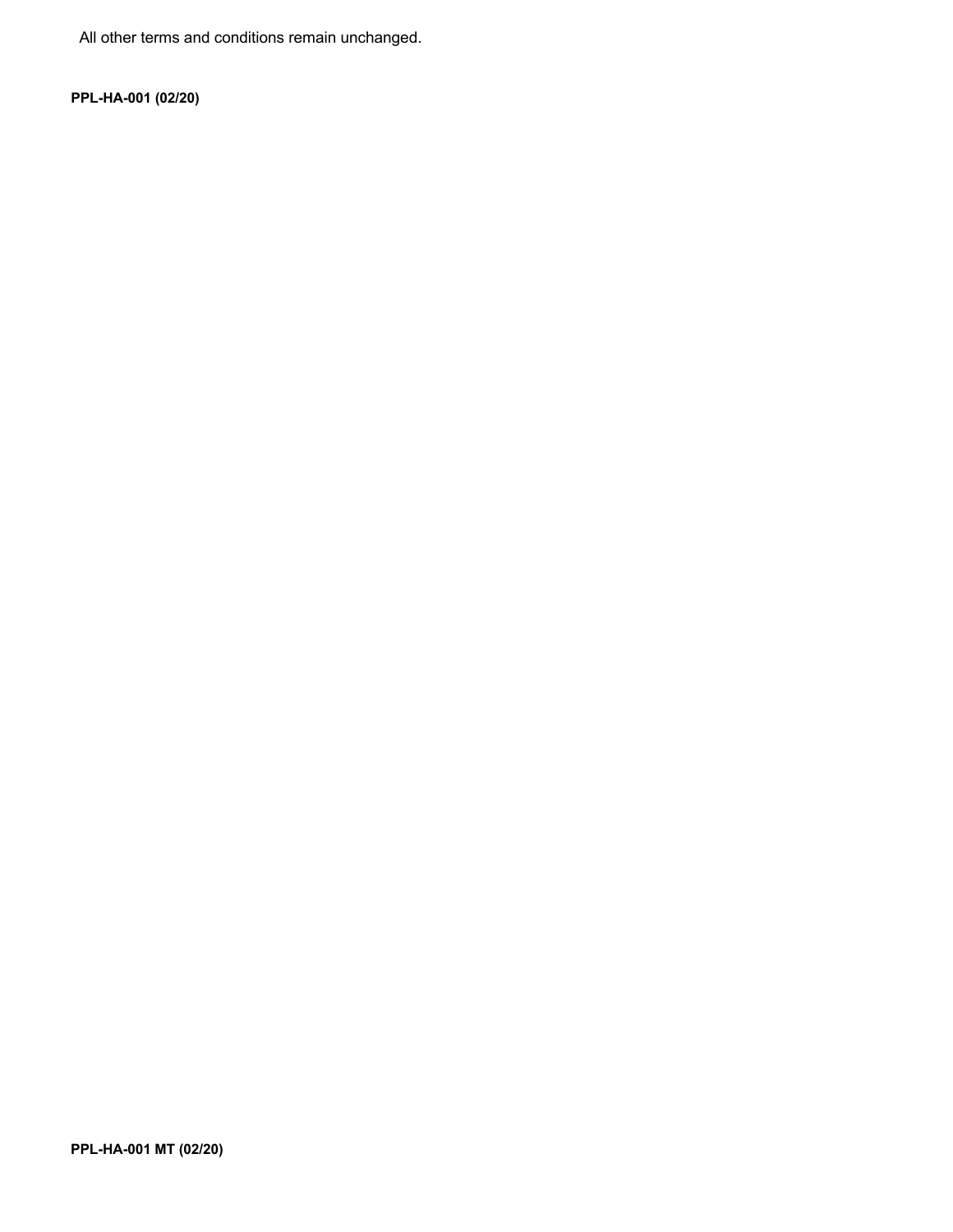All other terms and conditions remain unchanged.

**PPL-HA-001 (02/20)**

**PPL-HA-001 MT (02/20)**